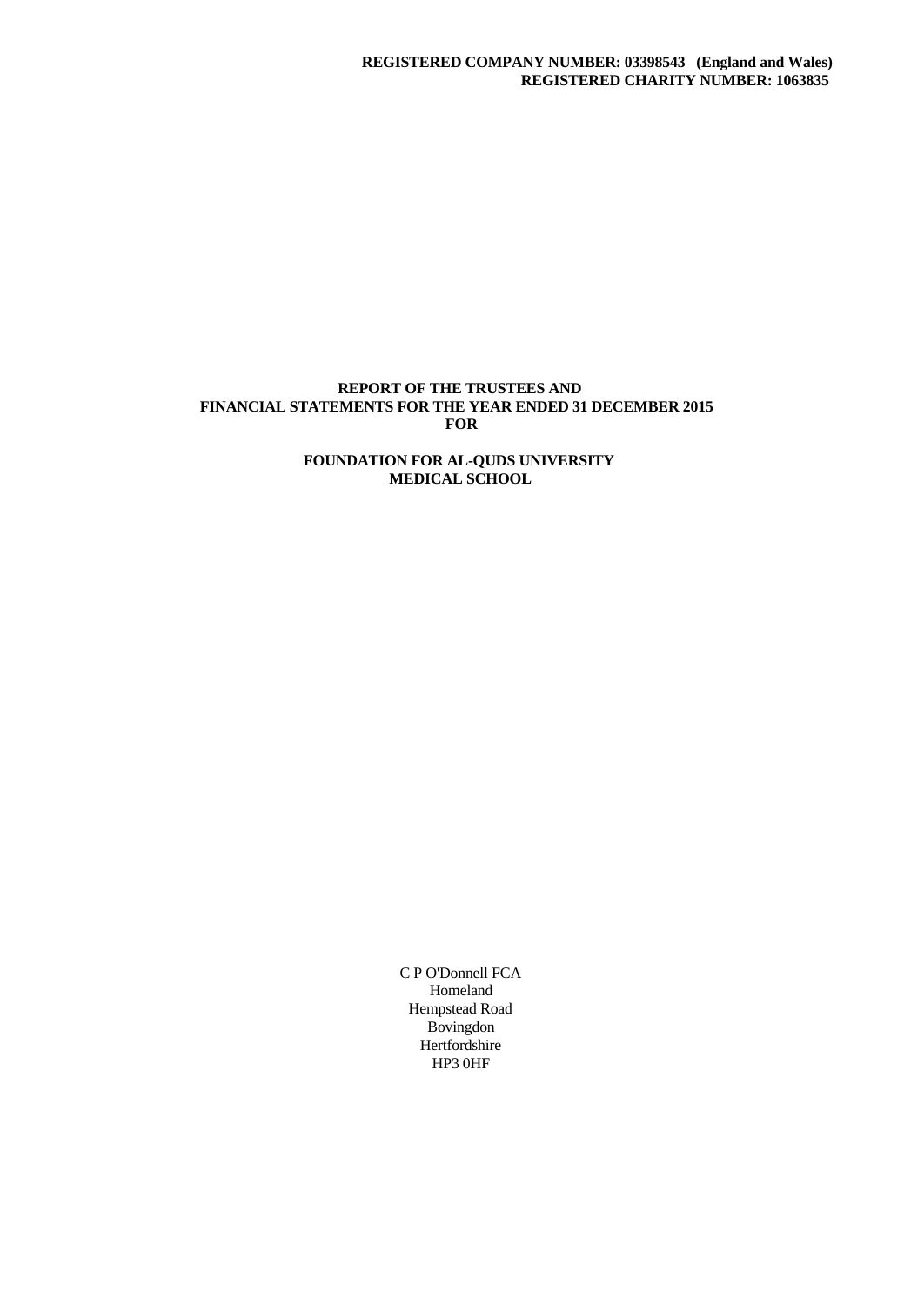**REGISTERED COMPANY NUMBER: 03398543 (England and Wales)**
**REGISTERED CHARITY NUMBER: 1063835**

# REPORT OF THE TRUSTEES AND FINANCIAL STATEMENTS FOR THE YEAR ENDED 31 DECEMBER 2015 FOR

# FOUNDATION FOR AL-QUDS UNIVERSITY MEDICAL SCHOOL

C P O'Donnell FCA
Homeland
Hempstead Road
Bovingdon
Hertfordshire
HP3 0HF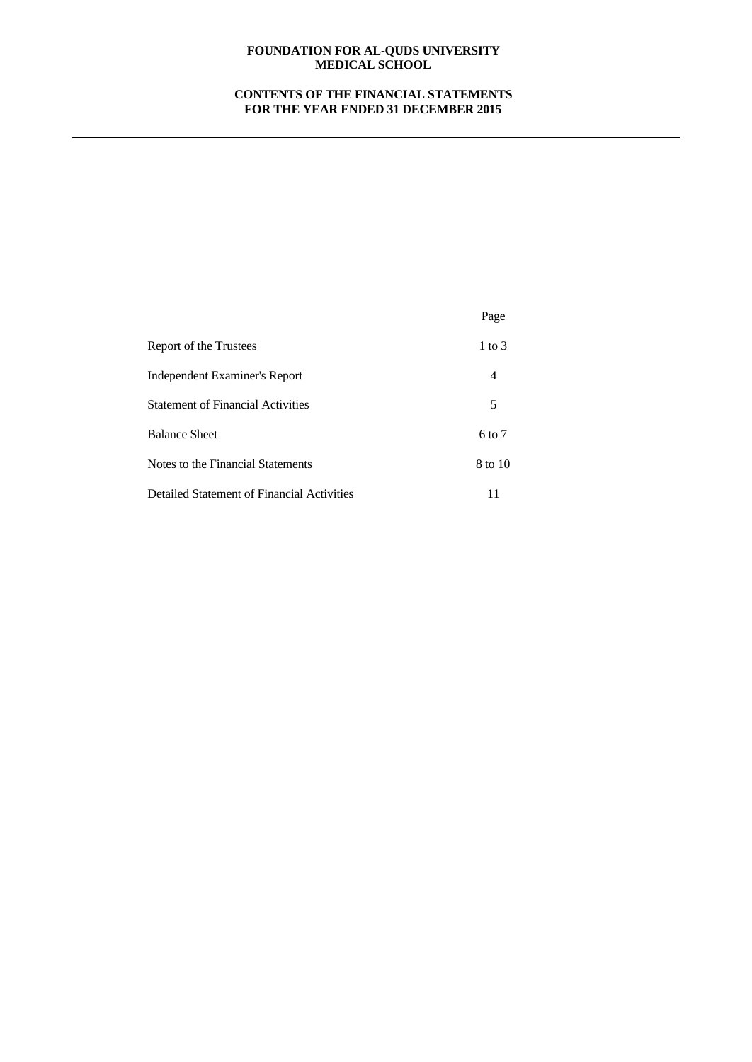**FOUNDATION FOR AL-QUDS UNIVERSITY MEDICAL SCHOOL**

**CONTENTS OF THE FINANCIAL STATEMENTS FOR THE YEAR ENDED 31 DECEMBER 2015**

| | Page |
|---|---|
| Report of the Trustees | 1 to 3 |
| Independent Examiner's Report | 4 |
| Statement of Financial Activities | 5 |
| Balance Sheet | 6 to 7 |
| Notes to the Financial Statements | 8 to 10 |
| Detailed Statement of Financial Activities | 11 |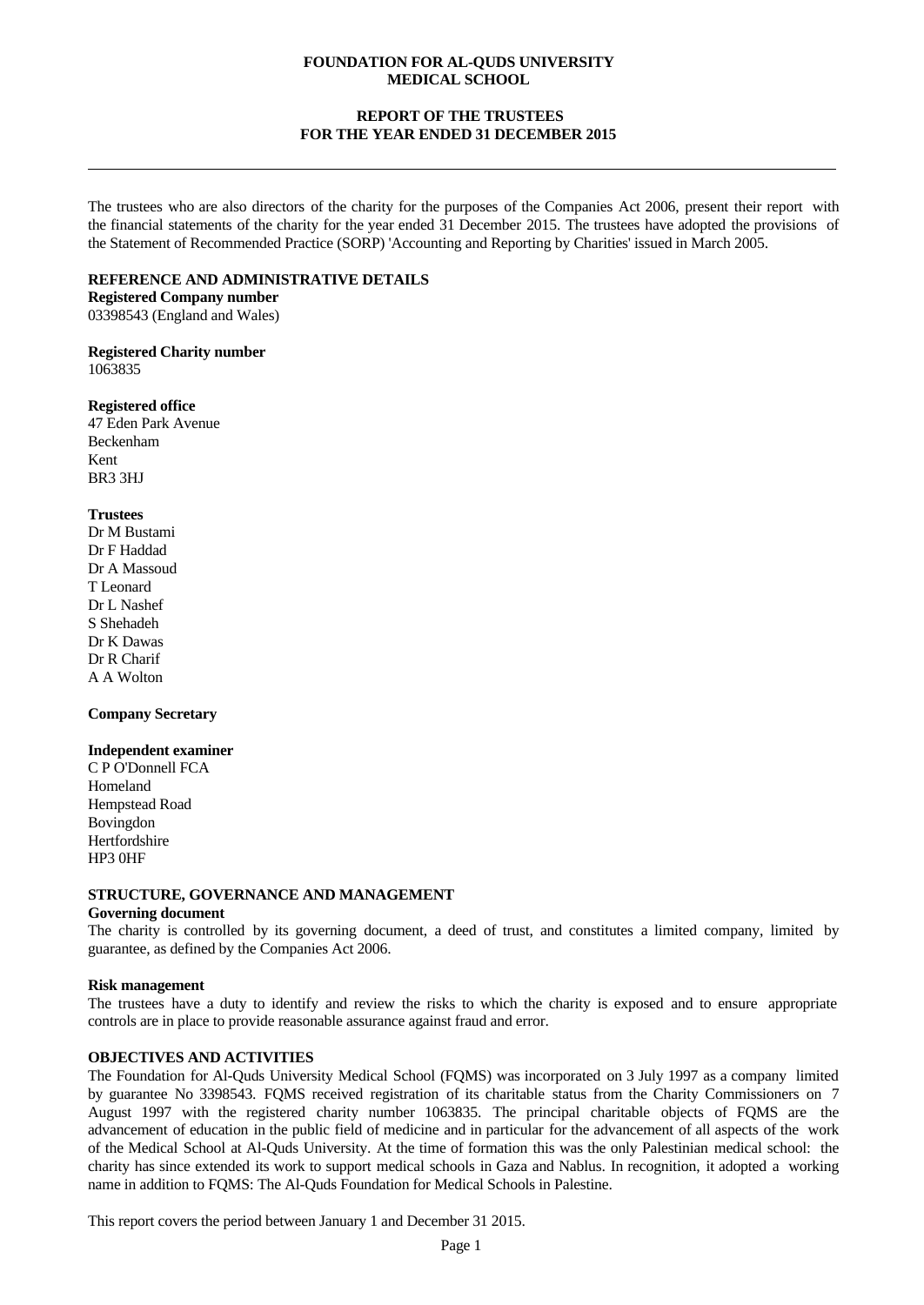# FOUNDATION FOR AL-QUDS UNIVERSITY MEDICAL SCHOOL

## REPORT OF THE TRUSTEES FOR THE YEAR ENDED 31 DECEMBER 2015

The trustees who are also directors of the charity for the purposes of the Companies Act 2006, present their report with the financial statements of the charity for the year ended 31 December 2015. The trustees have adopted the provisions of the Statement of Recommended Practice (SORP) 'Accounting and Reporting by Charities' issued in March 2005.

### REFERENCE AND ADMINISTRATIVE DETAILS

**Registered Company number**
03398543 (England and Wales)

**Registered Charity number**
1063835

**Registered office**
47 Eden Park Avenue
Beckenham
Kent
BR3 3HJ

**Trustees**
Dr M Bustami
Dr F Haddad
Dr A Massoud
T Leonard
Dr L Nashef
S Shehadeh
Dr K Dawas
Dr R Charif
A A Wolton

**Company Secretary**

**Independent examiner**
C P O'Donnell FCA
Homeland
Hempstead Road
Bovingdon
Hertfordshire
HP3 0HF

### STRUCTURE, GOVERNANCE AND MANAGEMENT

**Governing document**
The charity is controlled by its governing document, a deed of trust, and constitutes a limited company, limited by guarantee, as defined by the Companies Act 2006.

**Risk management**
The trustees have a duty to identify and review the risks to which the charity is exposed and to ensure appropriate controls are in place to provide reasonable assurance against fraud and error.

### OBJECTIVES AND ACTIVITIES

The Foundation for Al-Quds University Medical School (FQMS) was incorporated on 3 July 1997 as a company limited by guarantee No 3398543. FQMS received registration of its charitable status from the Charity Commissioners on 7 August 1997 with the registered charity number 1063835. The principal charitable objects of FQMS are the advancement of education in the public field of medicine and in particular for the advancement of all aspects of the work of the Medical School at Al-Quds University. At the time of formation this was the only Palestinian medical school: the charity has since extended its work to support medical schools in Gaza and Nablus. In recognition, it adopted a working name in addition to FQMS: The Al-Quds Foundation for Medical Schools in Palestine.

This report covers the period between January 1 and December 31 2015.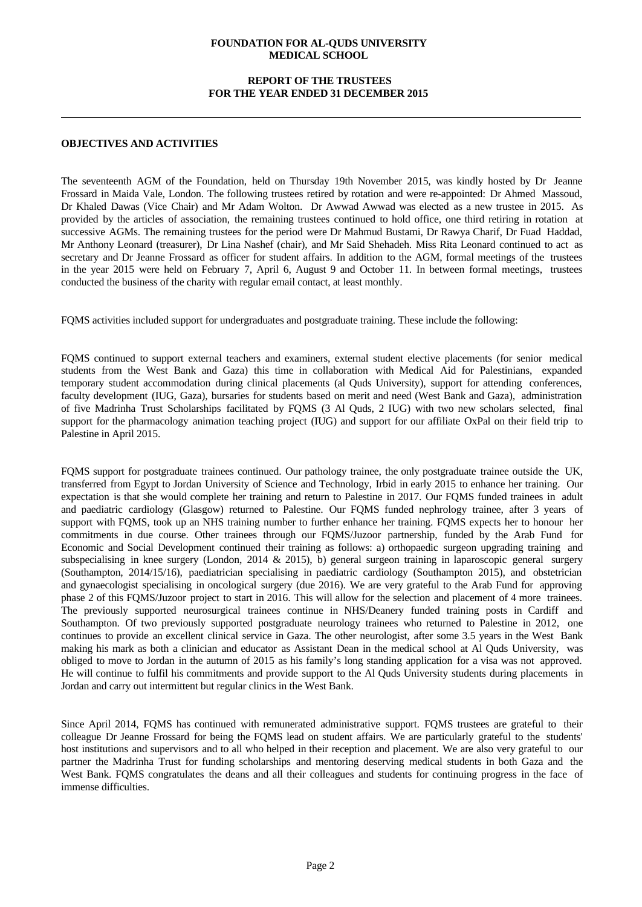**FOUNDATION FOR AL-QUDS UNIVERSITY MEDICAL SCHOOL**

**REPORT OF THE TRUSTEES FOR THE YEAR ENDED 31 DECEMBER 2015**

## OBJECTIVES AND ACTIVITIES

The seventeenth AGM of the Foundation, held on Thursday 19th November 2015, was kindly hosted by Dr Jeanne Frossard in Maida Vale, London. The following trustees retired by rotation and were re-appointed: Dr Ahmed Massoud, Dr Khaled Dawas (Vice Chair) and Mr Adam Wolton. Dr Awwad Awwad was elected as a new trustee in 2015. As provided by the articles of association, the remaining trustees continued to hold office, one third retiring in rotation at successive AGMs. The remaining trustees for the period were Dr Mahmud Bustami, Dr Rawya Charif, Dr Fuad Haddad, Mr Anthony Leonard (treasurer), Dr Lina Nashef (chair), and Mr Said Shehadeh. Miss Rita Leonard continued to act as secretary and Dr Jeanne Frossard as officer for student affairs. In addition to the AGM, formal meetings of the trustees in the year 2015 were held on February 7, April 6, August 9 and October 11. In between formal meetings, trustees conducted the business of the charity with regular email contact, at least monthly.

FQMS activities included support for undergraduates and postgraduate training. These include the following:

FQMS continued to support external teachers and examiners, external student elective placements (for senior medical students from the West Bank and Gaza) this time in collaboration with Medical Aid for Palestinians, expanded temporary student accommodation during clinical placements (al Quds University), support for attending conferences, faculty development (IUG, Gaza), bursaries for students based on merit and need (West Bank and Gaza), administration of five Madrinha Trust Scholarships facilitated by FQMS (3 Al Quds, 2 IUG) with two new scholars selected, final support for the pharmacology animation teaching project (IUG) and support for our affiliate OxPal on their field trip to Palestine in April 2015.

FQMS support for postgraduate trainees continued. Our pathology trainee, the only postgraduate trainee outside the UK, transferred from Egypt to Jordan University of Science and Technology, Irbid in early 2015 to enhance her training. Our expectation is that she would complete her training and return to Palestine in 2017. Our FQMS funded trainees in adult and paediatric cardiology (Glasgow) returned to Palestine. Our FQMS funded nephrology trainee, after 3 years of support with FQMS, took up an NHS training number to further enhance her training. FQMS expects her to honour her commitments in due course. Other trainees through our FQMS/Juzoor partnership, funded by the Arab Fund for Economic and Social Development continued their training as follows: a) orthopaedic surgeon upgrading training and subspecialising in knee surgery (London, 2014 & 2015), b) general surgeon training in laparoscopic general surgery (Southampton, 2014/15/16), paediatrician specialising in paediatric cardiology (Southampton 2015), and obstetrician and gynaecologist specialising in oncological surgery (due 2016). We are very grateful to the Arab Fund for approving phase 2 of this FQMS/Juzoor project to start in 2016. This will allow for the selection and placement of 4 more trainees. The previously supported neurosurgical trainees continue in NHS/Deanery funded training posts in Cardiff and Southampton. Of two previously supported postgraduate neurology trainees who returned to Palestine in 2012, one continues to provide an excellent clinical service in Gaza. The other neurologist, after some 3.5 years in the West Bank making his mark as both a clinician and educator as Assistant Dean in the medical school at Al Quds University, was obliged to move to Jordan in the autumn of 2015 as his family's long standing application for a visa was not approved. He will continue to fulfil his commitments and provide support to the Al Quds University students during placements in Jordan and carry out intermittent but regular clinics in the West Bank.

Since April 2014, FQMS has continued with remunerated administrative support. FQMS trustees are grateful to their colleague Dr Jeanne Frossard for being the FQMS lead on student affairs. We are particularly grateful to the students' host institutions and supervisors and to all who helped in their reception and placement. We are also very grateful to our partner the Madrinha Trust for funding scholarships and mentoring deserving medical students in both Gaza and the West Bank. FQMS congratulates the deans and all their colleagues and students for continuing progress in the face of immense difficulties.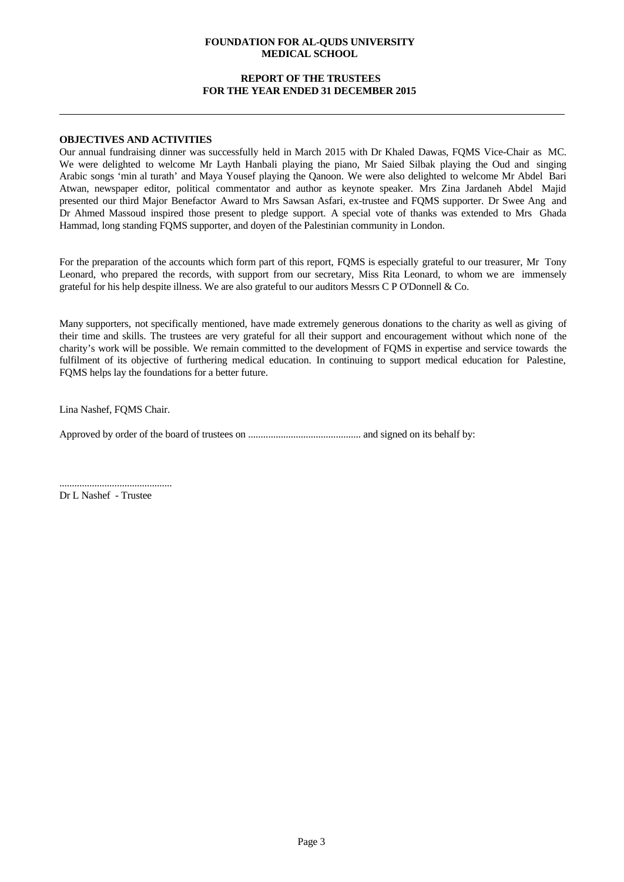**FOUNDATION FOR AL-QUDS UNIVERSITY MEDICAL SCHOOL**

**REPORT OF THE TRUSTEES FOR THE YEAR ENDED 31 DECEMBER 2015**

---

**OBJECTIVES AND ACTIVITIES**

Our annual fundraising dinner was successfully held in March 2015 with Dr Khaled Dawas, FQMS Vice-Chair as MC. We were delighted to welcome Mr Layth Hanbali playing the piano, Mr Saied Silbak playing the Oud and singing Arabic songs 'min al turath' and Maya Yousef playing the Qanoon. We were also delighted to welcome Mr Abdel Bari Atwan, newspaper editor, political commentator and author as keynote speaker. Mrs Zina Jardaneh Abdel Majid presented our third Major Benefactor Award to Mrs Sawsan Asfari, ex-trustee and FQMS supporter. Dr Swee Ang and Dr Ahmed Massoud inspired those present to pledge support. A special vote of thanks was extended to Mrs Ghada Hammad, long standing FQMS supporter, and doyen of the Palestinian community in London.

For the preparation of the accounts which form part of this report, FQMS is especially grateful to our treasurer, Mr Tony Leonard, who prepared the records, with support from our secretary, Miss Rita Leonard, to whom we are immensely grateful for his help despite illness. We are also grateful to our auditors Messrs C P O'Donnell & Co.

Many supporters, not specifically mentioned, have made extremely generous donations to the charity as well as giving of their time and skills. The trustees are very grateful for all their support and encouragement without which none of the charity's work will be possible. We remain committed to the development of FQMS in expertise and service towards the fulfilment of its objective of furthering medical education. In continuing to support medical education for Palestine, FQMS helps lay the foundations for a better future.

Lina Nashef, FQMS Chair.

Approved by order of the board of trustees on ............................................. and signed on its behalf by:

.............................................
Dr L Nashef - Trustee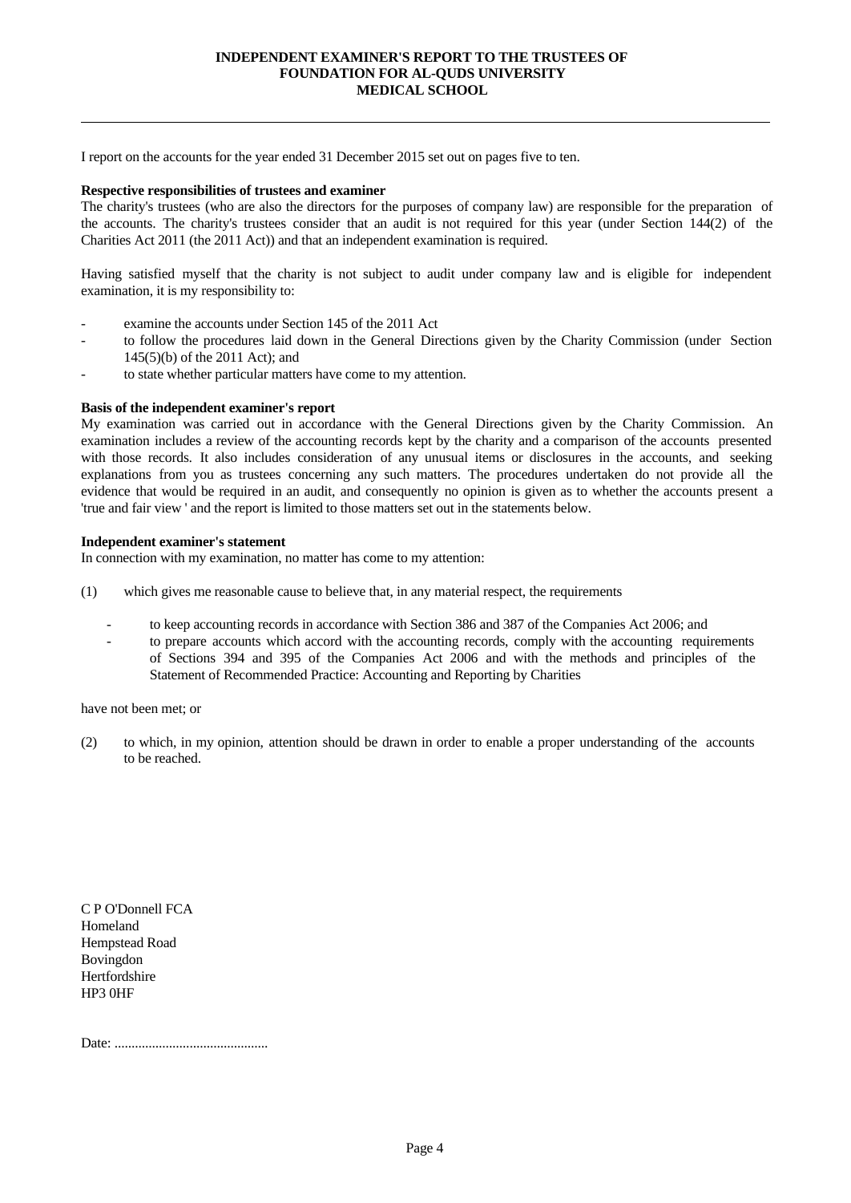# INDEPENDENT EXAMINER'S REPORT TO THE TRUSTEES OF FOUNDATION FOR AL-QUDS UNIVERSITY MEDICAL SCHOOL

I report on the accounts for the year ended 31 December 2015 set out on pages five to ten.

**Respective responsibilities of trustees and examiner**

The charity's trustees (who are also the directors for the purposes of company law) are responsible for the preparation of the accounts. The charity's trustees consider that an audit is not required for this year (under Section 144(2) of the Charities Act 2011 (the 2011 Act)) and that an independent examination is required.

Having satisfied myself that the charity is not subject to audit under company law and is eligible for independent examination, it is my responsibility to:

- examine the accounts under Section 145 of the 2011 Act
- to follow the procedures laid down in the General Directions given by the Charity Commission (under Section 145(5)(b) of the 2011 Act); and
- to state whether particular matters have come to my attention.

**Basis of the independent examiner's report**

My examination was carried out in accordance with the General Directions given by the Charity Commission. An examination includes a review of the accounting records kept by the charity and a comparison of the accounts presented with those records. It also includes consideration of any unusual items or disclosures in the accounts, and seeking explanations from you as trustees concerning any such matters. The procedures undertaken do not provide all the evidence that would be required in an audit, and consequently no opinion is given as to whether the accounts present a 'true and fair view ' and the report is limited to those matters set out in the statements below.

**Independent examiner's statement**

In connection with my examination, no matter has come to my attention:

(1) which gives me reasonable cause to believe that, in any material respect, the requirements

- to keep accounting records in accordance with Section 386 and 387 of the Companies Act 2006; and
- to prepare accounts which accord with the accounting records, comply with the accounting requirements of Sections 394 and 395 of the Companies Act 2006 and with the methods and principles of the Statement of Recommended Practice: Accounting and Reporting by Charities

have not been met; or

(2) to which, in my opinion, attention should be drawn in order to enable a proper understanding of the accounts to be reached.

C P O'Donnell FCA
Homeland
Hempstead Road
Bovingdon
Hertfordshire
HP3 0HF

Date: .............................................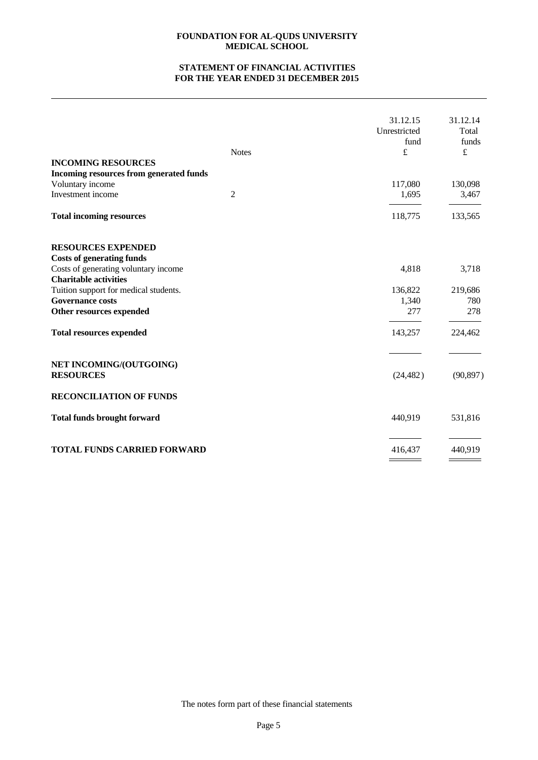**FOUNDATION FOR AL-QUDS UNIVERSITY MEDICAL SCHOOL**

**STATEMENT OF FINANCIAL ACTIVITIES FOR THE YEAR ENDED 31 DECEMBER 2015**

| | Notes | 31.12.15 Unrestricted fund £ | 31.12.14 Total funds £ |
|---|---|---|---|
| **INCOMING RESOURCES** | | | |
| **Incoming resources from generated funds** | | | |
| Voluntary income | | 117,080 | 130,098 |
| Investment income | 2 | 1,695 | 3,467 |
| **Total incoming resources** | | 118,775 | 133,565 |
| | | | |
| **RESOURCES EXPENDED** | | | |
| **Costs of generating funds** | | | |
| Costs of generating voluntary income | | 4,818 | 3,718 |
| **Charitable activities** | | | |
| Tuition support for medical students. | | 136,822 | 219,686 |
| **Governance costs** | | 1,340 | 780 |
| **Other resources expended** | | 277 | 278 |
| **Total resources expended** | | 143,257 | 224,462 |
| | | | |
| **NET INCOMING/(OUTGOING) RESOURCES** | | (24,482) | (90,897) |
| | | | |
| **RECONCILIATION OF FUNDS** | | | |
| **Total funds brought forward** | | 440,919 | 531,816 |
| | | | |
| **TOTAL FUNDS CARRIED FORWARD** | | 416,437 | 440,919 |

The notes form part of these financial statements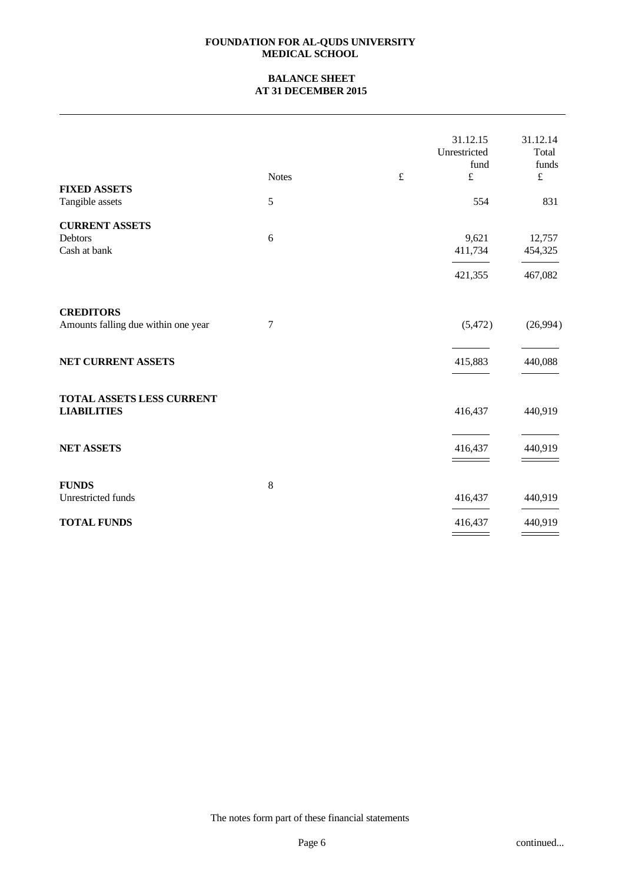**FOUNDATION FOR AL-QUDS UNIVERSITY MEDICAL SCHOOL**

**BALANCE SHEET AT 31 DECEMBER 2015**

| | Notes | £ | 31.12.15 Unrestricted fund £ | 31.12.14 Total funds £ |
|---|---|---|---|---|
| **FIXED ASSETS** | | | | |
| Tangible assets | 5 | | 554 | 831 |
| **CURRENT ASSETS** | | | | |
| Debtors | 6 | | 9,621 | 12,757 |
| Cash at bank | | | 411,734 | 454,325 |
| | | | 421,355 | 467,082 |
| **CREDITORS** | | | | |
| Amounts falling due within one year | 7 | | (5,472) | (26,994) |
| **NET CURRENT ASSETS** | | | 415,883 | 440,088 |
| **TOTAL ASSETS LESS CURRENT LIABILITIES** | | | 416,437 | 440,919 |
| **NET ASSETS** | | | 416,437 | 440,919 |
| **FUNDS** | 8 | | | |
| Unrestricted funds | | | 416,437 | 440,919 |
| **TOTAL FUNDS** | | | 416,437 | 440,919 |

The notes form part of these financial statements

continued...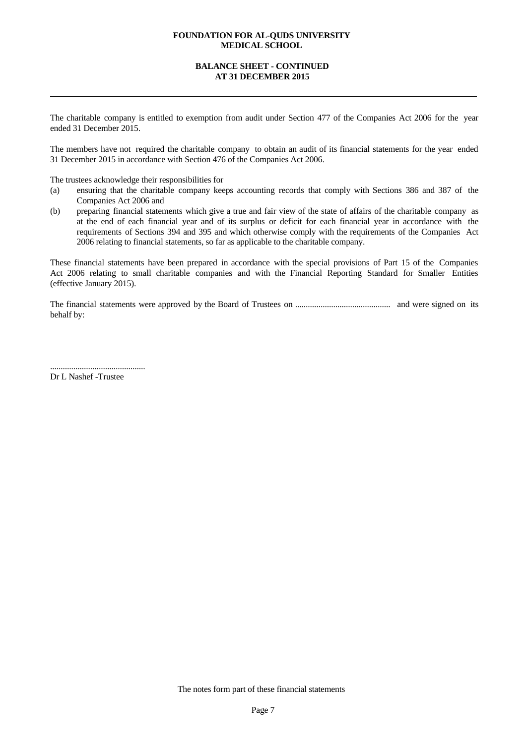# FOUNDATION FOR AL-QUDS UNIVERSITY MEDICAL SCHOOL

## BALANCE SHEET - CONTINUED AT 31 DECEMBER 2015

The charitable company is entitled to exemption from audit under Section 477 of the Companies Act 2006 for the year ended 31 December 2015.

The members have not required the charitable company to obtain an audit of its financial statements for the year ended 31 December 2015 in accordance with Section 476 of the Companies Act 2006.

The trustees acknowledge their responsibilities for

(a) ensuring that the charitable company keeps accounting records that comply with Sections 386 and 387 of the Companies Act 2006 and

(b) preparing financial statements which give a true and fair view of the state of affairs of the charitable company as at the end of each financial year and of its surplus or deficit for each financial year in accordance with the requirements of Sections 394 and 395 and which otherwise comply with the requirements of the Companies Act 2006 relating to financial statements, so far as applicable to the charitable company.

These financial statements have been prepared in accordance with the special provisions of Part 15 of the Companies Act 2006 relating to small charitable companies and with the Financial Reporting Standard for Smaller Entities (effective January 2015).

The financial statements were approved by the Board of Trustees on ............................................. and were signed on its behalf by:

.............................................
Dr L Nashef -Trustee

The notes form part of these financial statements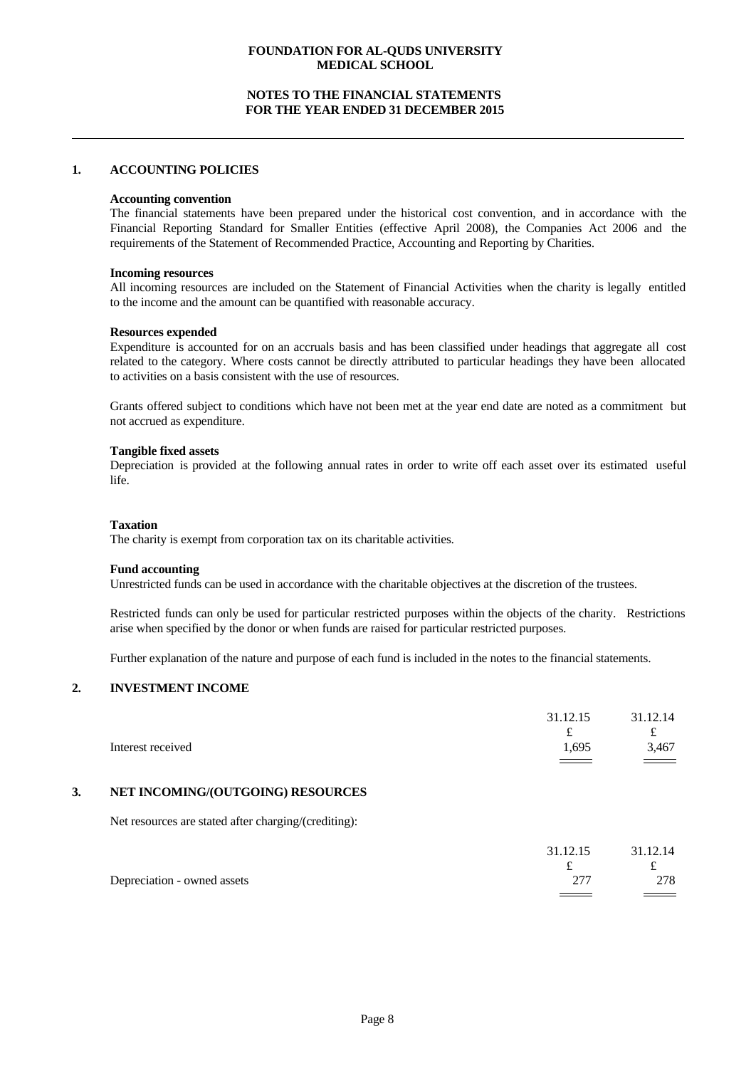**FOUNDATION FOR AL-QUDS UNIVERSITY MEDICAL SCHOOL**

**NOTES TO THE FINANCIAL STATEMENTS FOR THE YEAR ENDED 31 DECEMBER 2015**

## 1. ACCOUNTING POLICIES

**Accounting convention**

The financial statements have been prepared under the historical cost convention, and in accordance with the Financial Reporting Standard for Smaller Entities (effective April 2008), the Companies Act 2006 and the requirements of the Statement of Recommended Practice, Accounting and Reporting by Charities.

**Incoming resources**

All incoming resources are included on the Statement of Financial Activities when the charity is legally entitled to the income and the amount can be quantified with reasonable accuracy.

**Resources expended**

Expenditure is accounted for on an accruals basis and has been classified under headings that aggregate all cost related to the category. Where costs cannot be directly attributed to particular headings they have been allocated to activities on a basis consistent with the use of resources.

Grants offered subject to conditions which have not been met at the year end date are noted as a commitment but not accrued as expenditure.

**Tangible fixed assets**

Depreciation is provided at the following annual rates in order to write off each asset over its estimated useful life.

**Taxation**

The charity is exempt from corporation tax on its charitable activities.

**Fund accounting**

Unrestricted funds can be used in accordance with the charitable objectives at the discretion of the trustees.

Restricted funds can only be used for particular restricted purposes within the objects of the charity. Restrictions arise when specified by the donor or when funds are raised for particular restricted purposes.

Further explanation of the nature and purpose of each fund is included in the notes to the financial statements.

## 2. INVESTMENT INCOME

| | 31.12.15 | 31.12.14 |
|---|---|---|
| | £ | £ |
| Interest received | 1,695 | 3,467 |

## 3. NET INCOMING/(OUTGOING) RESOURCES

Net resources are stated after charging/(crediting):

| | 31.12.15 | 31.12.14 |
|---|---|---|
| | £ | £ |
| Depreciation - owned assets | 277 | 278 |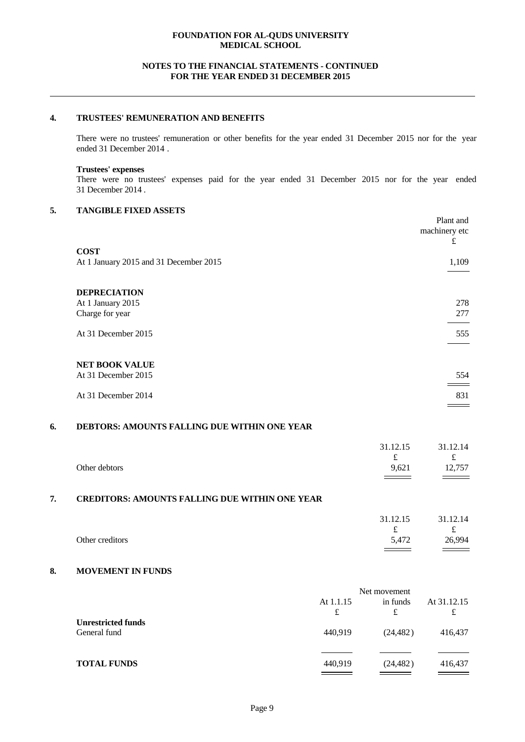## 4. TRUSTEES' REMUNERATION AND BENEFITS

There were no trustees' remuneration or other benefits for the year ended 31 December 2015 nor for the year ended 31 December 2014 .

**Trustees' expenses**
There were no trustees' expenses paid for the year ended 31 December 2015 nor for the year ended 31 December 2014 .

## 5. TANGIBLE FIXED ASSETS

| | Plant and machinery etc £ |
|---|---|
| **COST** | |
| At 1 January 2015 and 31 December 2015 | 1,109 |
| **DEPRECIATION** | |
| At 1 January 2015 | 278 |
| Charge for year | 277 |
| At 31 December 2015 | 555 |
| **NET BOOK VALUE** | |
| At 31 December 2015 | 554 |
| At 31 December 2014 | 831 |

## 6. DEBTORS: AMOUNTS FALLING DUE WITHIN ONE YEAR

| | 31.12.15 £ | 31.12.14 £ |
|---|---|---|
| Other debtors | 9,621 | 12,757 |

## 7. CREDITORS: AMOUNTS FALLING DUE WITHIN ONE YEAR

| | 31.12.15 £ | 31.12.14 £ |
|---|---|---|
| Other creditors | 5,472 | 26,994 |

## 8. MOVEMENT IN FUNDS

| | At 1.1.15 £ | Net movement in funds £ | At 31.12.15 £ |
|---|---|---|---|
| **Unrestricted funds** | | | |
| General fund | 440,919 | (24,482) | 416,437 |
| **TOTAL FUNDS** | 440,919 | (24,482) | 416,437 |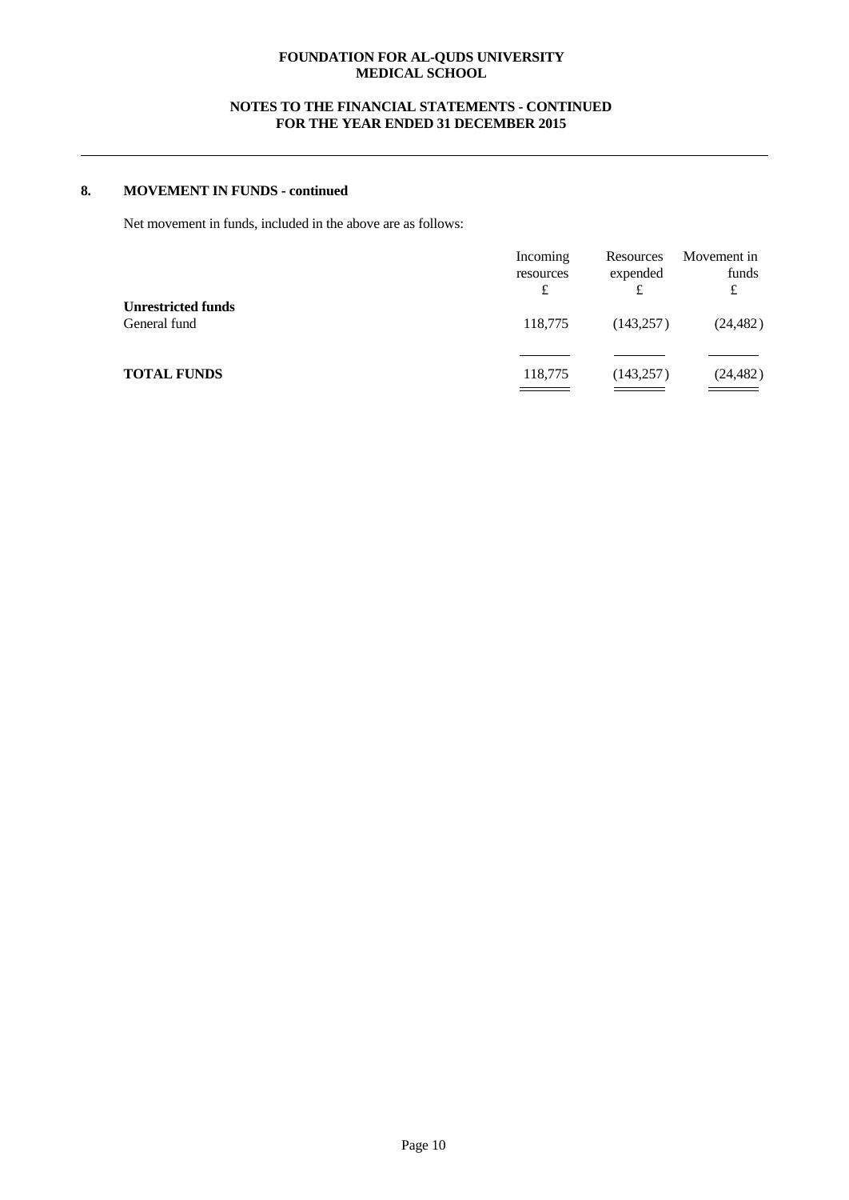## 8. MOVEMENT IN FUNDS - continued

Net movement in funds, included in the above are as follows:

| | Incoming resources £ | Resources expended £ | Movement in funds £ |
|---|---|---|---|
| **Unrestricted funds** | | | |
| General fund | 118,775 | (143,257) | (24,482) |
| **TOTAL FUNDS** | 118,775 | (143,257) | (24,482) |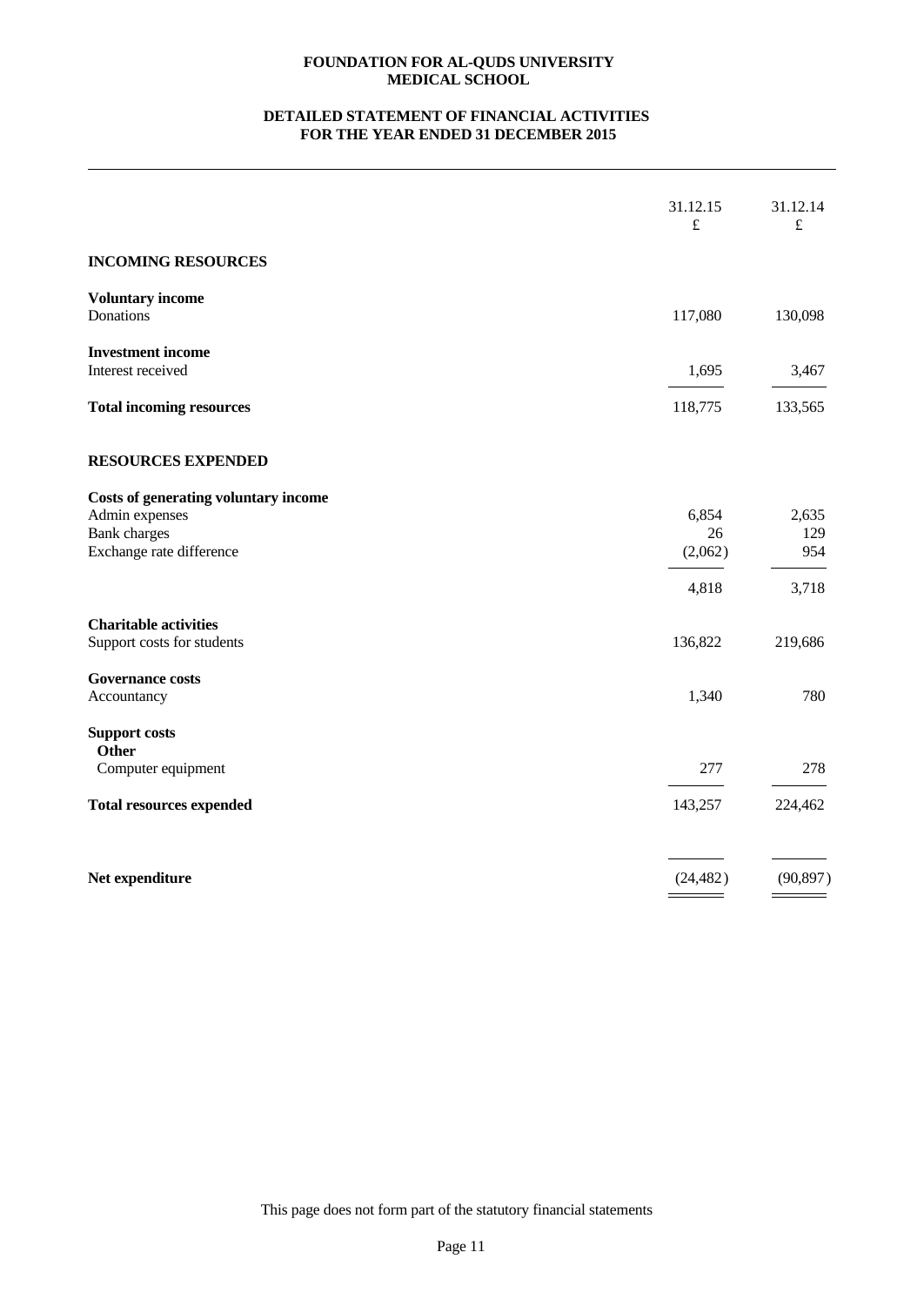**FOUNDATION FOR AL-QUDS UNIVERSITY MEDICAL SCHOOL**

**DETAILED STATEMENT OF FINANCIAL ACTIVITIES FOR THE YEAR ENDED 31 DECEMBER 2015**

| | 31.12.15 £ | 31.12.14 £ |
|---|---|---|
| **INCOMING RESOURCES** | | |
| **Voluntary income** | | |
| Donations | 117,080 | 130,098 |
| **Investment income** | | |
| Interest received | 1,695 | 3,467 |
| **Total incoming resources** | 118,775 | 133,565 |
| **RESOURCES EXPENDED** | | |
| **Costs of generating voluntary income** | | |
| Admin expenses | 6,854 | 2,635 |
| Bank charges | 26 | 129 |
| Exchange rate difference | (2,062) | 954 |
| | 4,818 | 3,718 |
| **Charitable activities** | | |
| Support costs for students | 136,822 | 219,686 |
| **Governance costs** | | |
| Accountancy | 1,340 | 780 |
| **Support costs** | | |
| **Other** | | |
| Computer equipment | 277 | 278 |
| **Total resources expended** | 143,257 | 224,462 |
| **Net expenditure** | (24,482) | (90,897) |

This page does not form part of the statutory financial statements